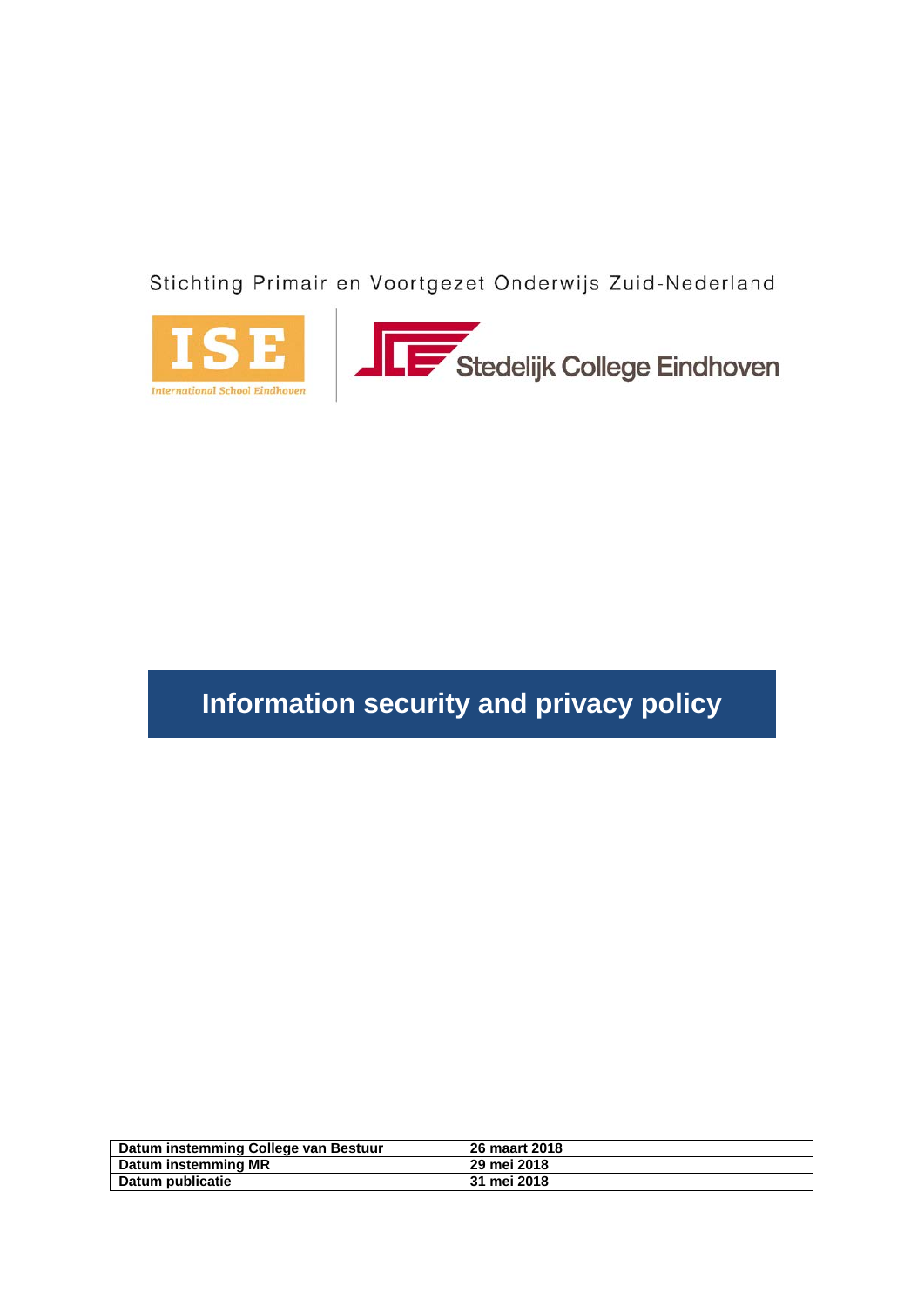Stichting Primair en Voortgezet Onderwijs Zuid-Nederland

ISE

International School Eindhoven

Stedelijk College Eindhoven

# Information security and privacy policy

| Datum instemming College van Bestuur | 26 maart 2018 |
|---|---|
| Datum instemming MR | 29 mei 2018 |
| Datum publicatie | 31 mei 2018 |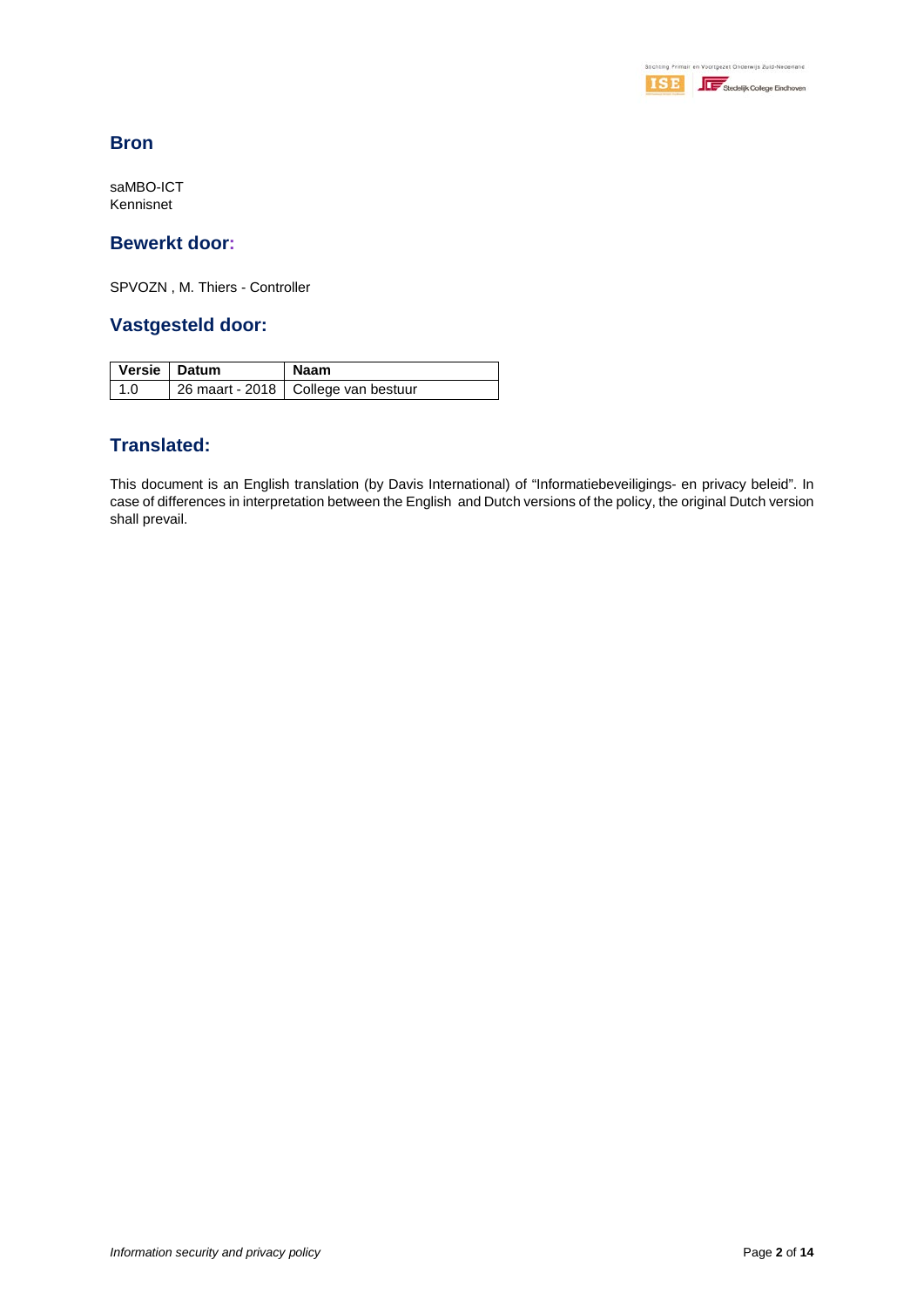## Bron

saMBO-ICT
Kennisnet

## Bewerkt door:

SPVOZN , M. Thiers - Controller

## Vastgesteld door:

| Versie | Datum | Naam |
|---|---|---|
| 1.0 | 26 maart - 2018 | College van bestuur |

## Translated:

This document is an English translation (by Davis International) of "Informatiebeveiligings- en privacy beleid". In case of differences in interpretation between the English and Dutch versions of the policy, the original Dutch version shall prevail.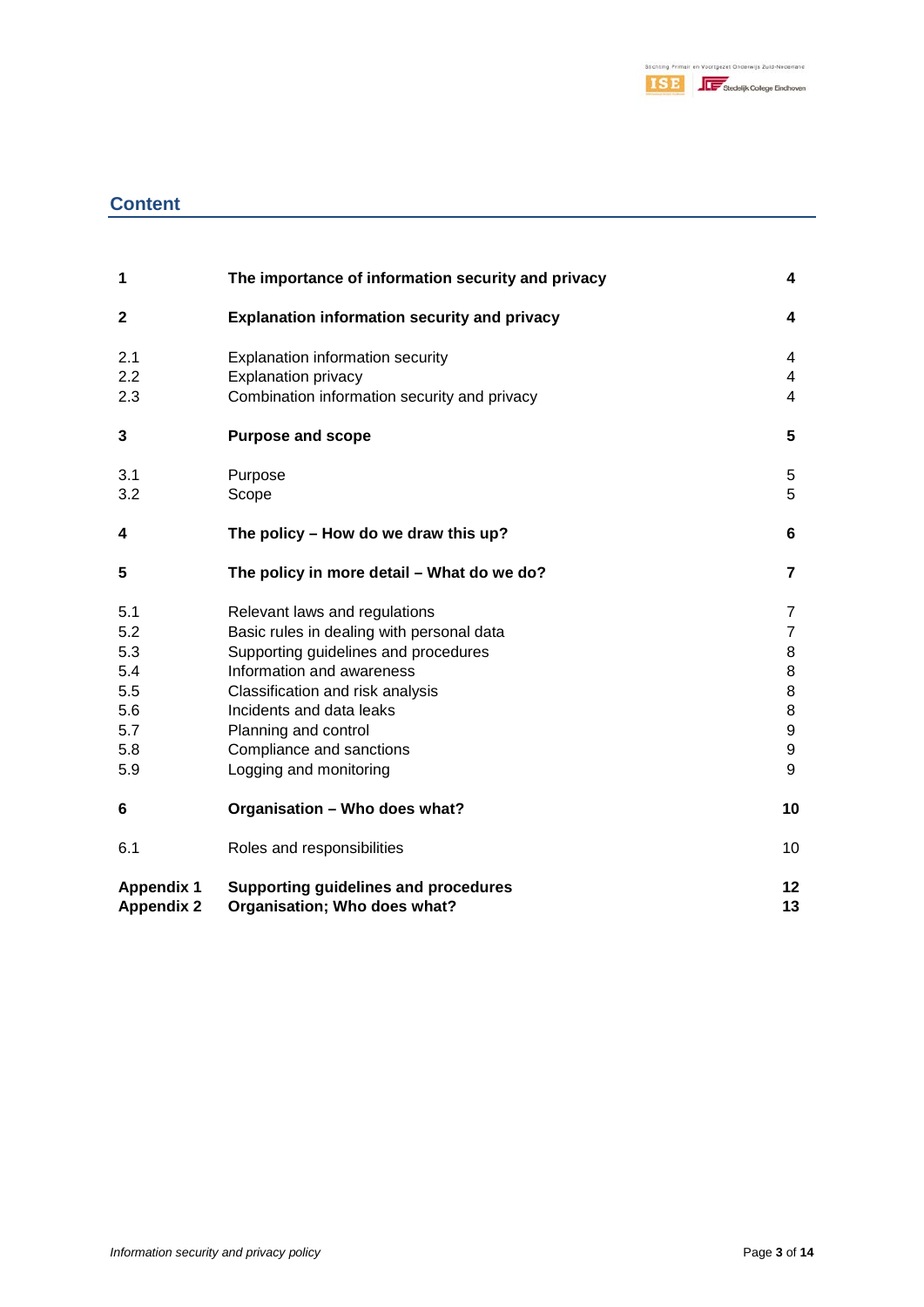## Content

| | | |
|---|---|---|
| **1** | **The importance of information security and privacy** | **4** |
| **2** | **Explanation information security and privacy** | **4** |
| 2.1 | Explanation information security | 4 |
| 2.2 | Explanation privacy | 4 |
| 2.3 | Combination information security and privacy | 4 |
| **3** | **Purpose and scope** | **5** |
| 3.1 | Purpose | 5 |
| 3.2 | Scope | 5 |
| **4** | **The policy – How do we draw this up?** | **6** |
| **5** | **The policy in more detail – What do we do?** | **7** |
| 5.1 | Relevant laws and regulations | 7 |
| 5.2 | Basic rules in dealing with personal data | 7 |
| 5.3 | Supporting guidelines and procedures | 8 |
| 5.4 | Information and awareness | 8 |
| 5.5 | Classification and risk analysis | 8 |
| 5.6 | Incidents and data leaks | 8 |
| 5.7 | Planning and control | 9 |
| 5.8 | Compliance and sanctions | 9 |
| 5.9 | Logging and monitoring | 9 |
| **6** | **Organisation – Who does what?** | **10** |
| 6.1 | Roles and responsibilities | 10 |
| **Appendix 1** | **Supporting guidelines and procedures** | **12** |
| **Appendix 2** | **Organisation; Who does what?** | **13** |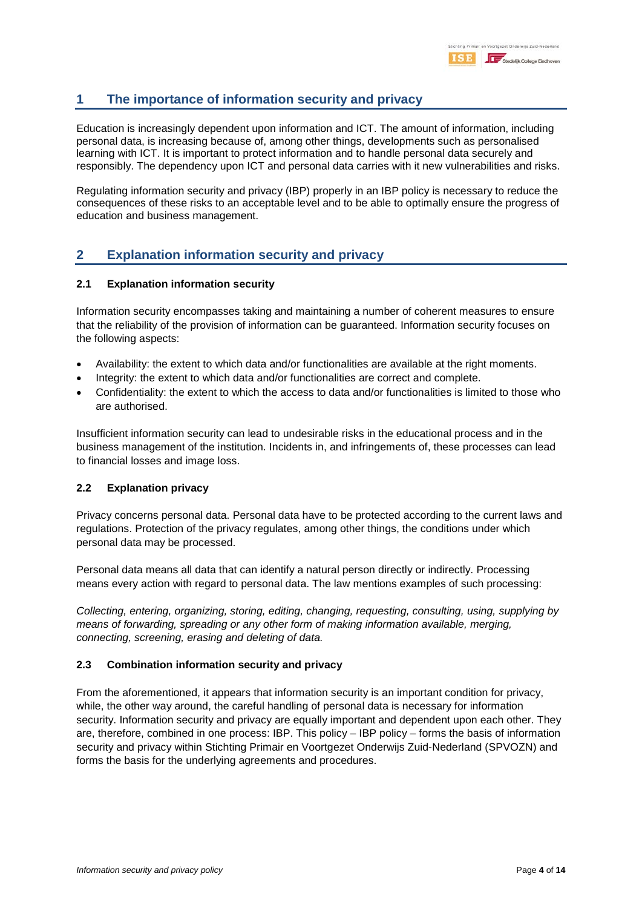# 1 The importance of information security and privacy

Education is increasingly dependent upon information and ICT. The amount of information, including personal data, is increasing because of, among other things, developments such as personalised learning with ICT. It is important to protect information and to handle personal data securely and responsibly. The dependency upon ICT and personal data carries with it new vulnerabilities and risks.

Regulating information security and privacy (IBP) properly in an IBP policy is necessary to reduce the consequences of these risks to an acceptable level and to be able to optimally ensure the progress of education and business management.

# 2 Explanation information security and privacy

## 2.1 Explanation information security

Information security encompasses taking and maintaining a number of coherent measures to ensure that the reliability of the provision of information can be guaranteed. Information security focuses on the following aspects:

- Availability: the extent to which data and/or functionalities are available at the right moments.
- Integrity: the extent to which data and/or functionalities are correct and complete.
- Confidentiality: the extent to which the access to data and/or functionalities is limited to those who are authorised.

Insufficient information security can lead to undesirable risks in the educational process and in the business management of the institution. Incidents in, and infringements of, these processes can lead to financial losses and image loss.

## 2.2 Explanation privacy

Privacy concerns personal data. Personal data have to be protected according to the current laws and regulations. Protection of the privacy regulates, among other things, the conditions under which personal data may be processed.

Personal data means all data that can identify a natural person directly or indirectly. Processing means every action with regard to personal data. The law mentions examples of such processing:

*Collecting, entering, organizing, storing, editing, changing, requesting, consulting, using, supplying by means of forwarding, spreading or any other form of making information available, merging, connecting, screening, erasing and deleting of data.*

## 2.3 Combination information security and privacy

From the aforementioned, it appears that information security is an important condition for privacy, while, the other way around, the careful handling of personal data is necessary for information security. Information security and privacy are equally important and dependent upon each other. They are, therefore, combined in one process: IBP. This policy – IBP policy – forms the basis of information security and privacy within Stichting Primair en Voortgezet Onderwijs Zuid-Nederland (SPVOZN) and forms the basis for the underlying agreements and procedures.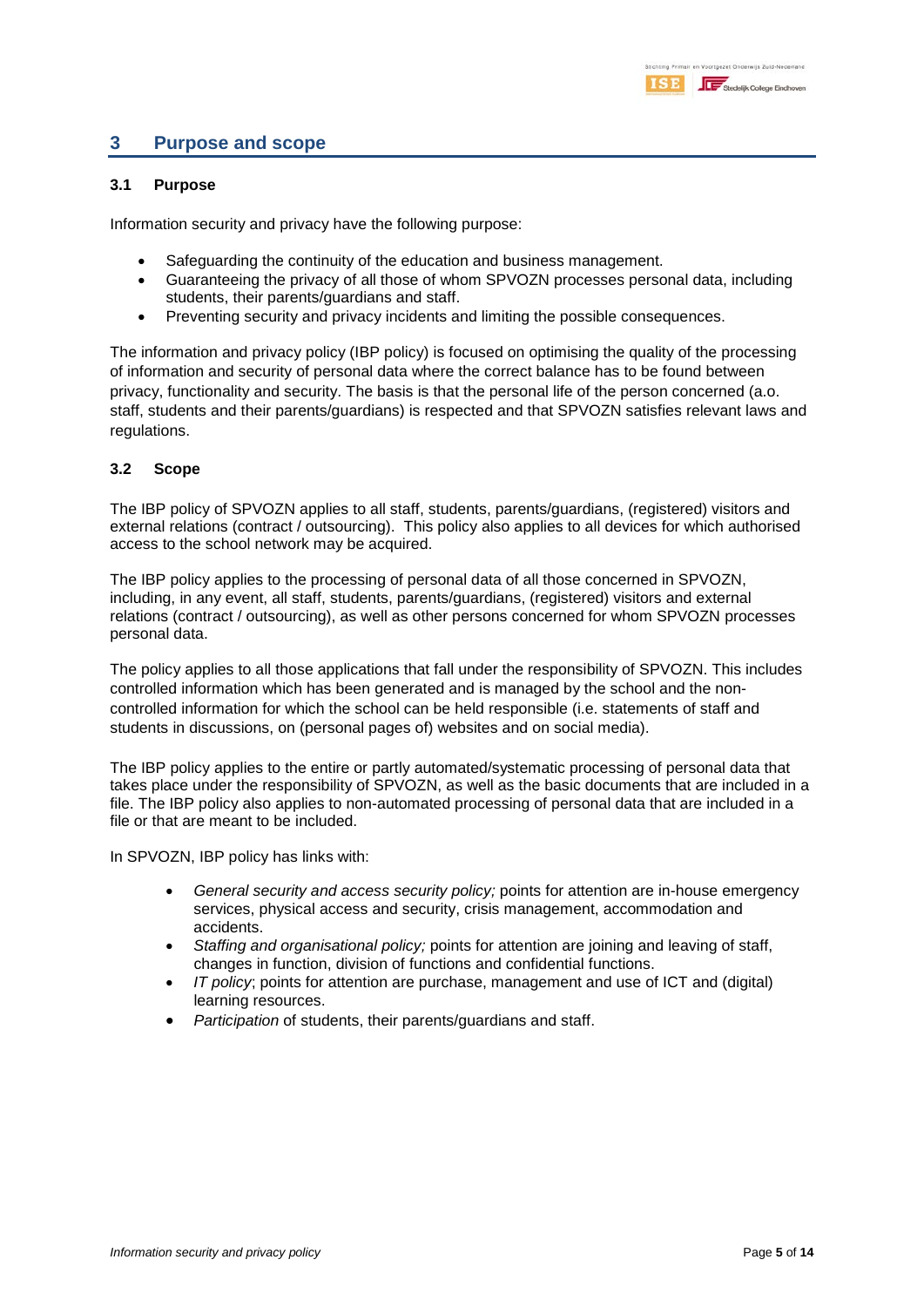# 3 Purpose and scope

## 3.1 Purpose

Information security and privacy have the following purpose:

- Safeguarding the continuity of the education and business management.
- Guaranteeing the privacy of all those of whom SPVOZN processes personal data, including students, their parents/guardians and staff.
- Preventing security and privacy incidents and limiting the possible consequences.

The information and privacy policy (IBP policy) is focused on optimising the quality of the processing of information and security of personal data where the correct balance has to be found between privacy, functionality and security. The basis is that the personal life of the person concerned (a.o. staff, students and their parents/guardians) is respected and that SPVOZN satisfies relevant laws and regulations.

## 3.2 Scope

The IBP policy of SPVOZN applies to all staff, students, parents/guardians, (registered) visitors and external relations (contract / outsourcing). This policy also applies to all devices for which authorised access to the school network may be acquired.

The IBP policy applies to the processing of personal data of all those concerned in SPVOZN, including, in any event, all staff, students, parents/guardians, (registered) visitors and external relations (contract / outsourcing), as well as other persons concerned for whom SPVOZN processes personal data.

The policy applies to all those applications that fall under the responsibility of SPVOZN. This includes controlled information which has been generated and is managed by the school and the non-controlled information for which the school can be held responsible (i.e. statements of staff and students in discussions, on (personal pages of) websites and on social media).

The IBP policy applies to the entire or partly automated/systematic processing of personal data that takes place under the responsibility of SPVOZN, as well as the basic documents that are included in a file. The IBP policy also applies to non-automated processing of personal data that are included in a file or that are meant to be included.

In SPVOZN, IBP policy has links with:

- *General security and access security policy;* points for attention are in-house emergency services, physical access and security, crisis management, accommodation and accidents.
- *Staffing and organisational policy;* points for attention are joining and leaving of staff, changes in function, division of functions and confidential functions.
- *IT policy*; points for attention are purchase, management and use of ICT and (digital) learning resources.
- *Participation* of students, their parents/guardians and staff.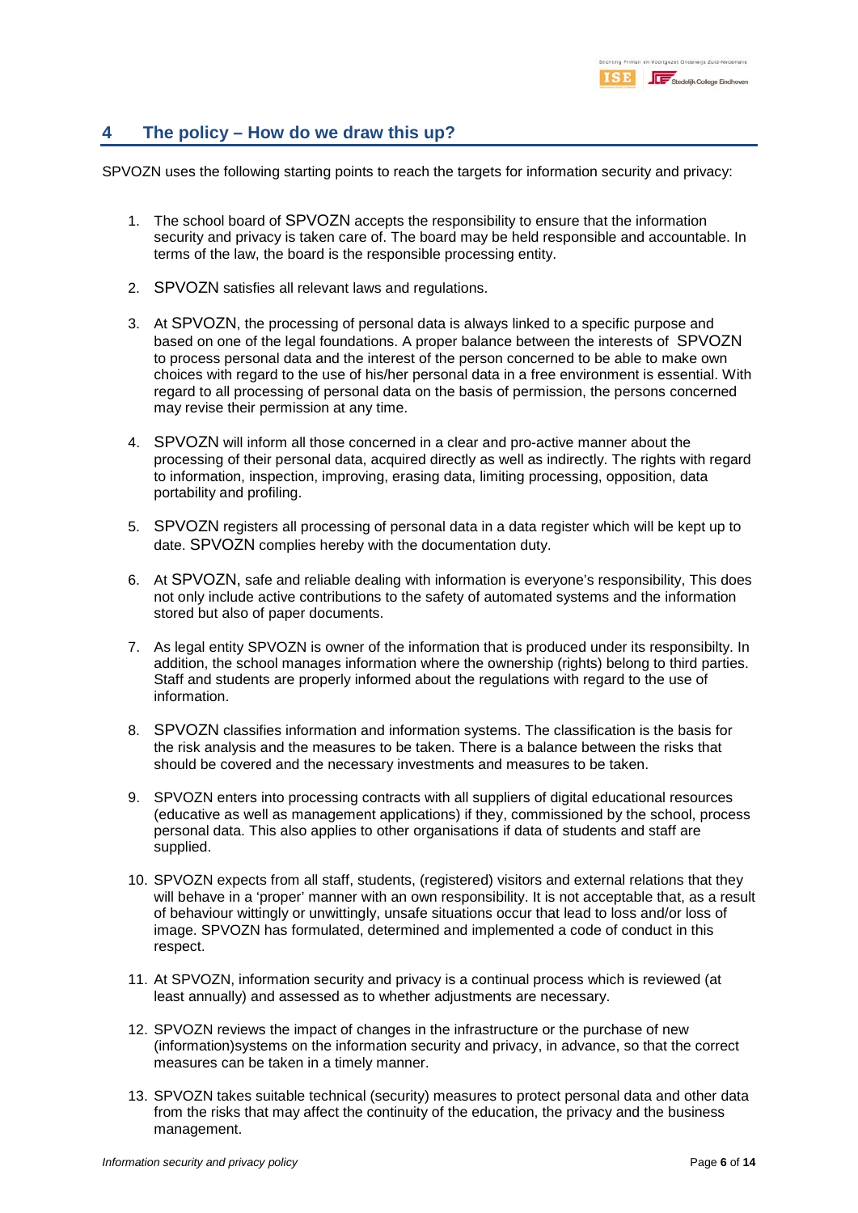## 4 The policy – How do we draw this up?

SPVOZN uses the following starting points to reach the targets for information security and privacy:

1. The school board of SPVOZN accepts the responsibility to ensure that the information security and privacy is taken care of. The board may be held responsible and accountable. In terms of the law, the board is the responsible processing entity.

2. SPVOZN satisfies all relevant laws and regulations.

3. At SPVOZN, the processing of personal data is always linked to a specific purpose and based on one of the legal foundations. A proper balance between the interests of SPVOZN to process personal data and the interest of the person concerned to be able to make own choices with regard to the use of his/her personal data in a free environment is essential. With regard to all processing of personal data on the basis of permission, the persons concerned may revise their permission at any time.

4. SPVOZN will inform all those concerned in a clear and pro-active manner about the processing of their personal data, acquired directly as well as indirectly. The rights with regard to information, inspection, improving, erasing data, limiting processing, opposition, data portability and profiling.

5. SPVOZN registers all processing of personal data in a data register which will be kept up to date. SPVOZN complies hereby with the documentation duty.

6. At SPVOZN, safe and reliable dealing with information is everyone's responsibility, This does not only include active contributions to the safety of automated systems and the information stored but also of paper documents.

7. As legal entity SPVOZN is owner of the information that is produced under its responsibilty. In addition, the school manages information where the ownership (rights) belong to third parties. Staff and students are properly informed about the regulations with regard to the use of information.

8. SPVOZN classifies information and information systems. The classification is the basis for the risk analysis and the measures to be taken. There is a balance between the risks that should be covered and the necessary investments and measures to be taken.

9. SPVOZN enters into processing contracts with all suppliers of digital educational resources (educative as well as management applications) if they, commissioned by the school, process personal data. This also applies to other organisations if data of students and staff are supplied.

10. SPVOZN expects from all staff, students, (registered) visitors and external relations that they will behave in a 'proper' manner with an own responsibility. It is not acceptable that, as a result of behaviour wittingly or unwittingly, unsafe situations occur that lead to loss and/or loss of image. SPVOZN has formulated, determined and implemented a code of conduct in this respect.

11. At SPVOZN, information security and privacy is a continual process which is reviewed (at least annually) and assessed as to whether adjustments are necessary.

12. SPVOZN reviews the impact of changes in the infrastructure or the purchase of new (information)systems on the information security and privacy, in advance, so that the correct measures can be taken in a timely manner.

13. SPVOZN takes suitable technical (security) measures to protect personal data and other data from the risks that may affect the continuity of the education, the privacy and the business management.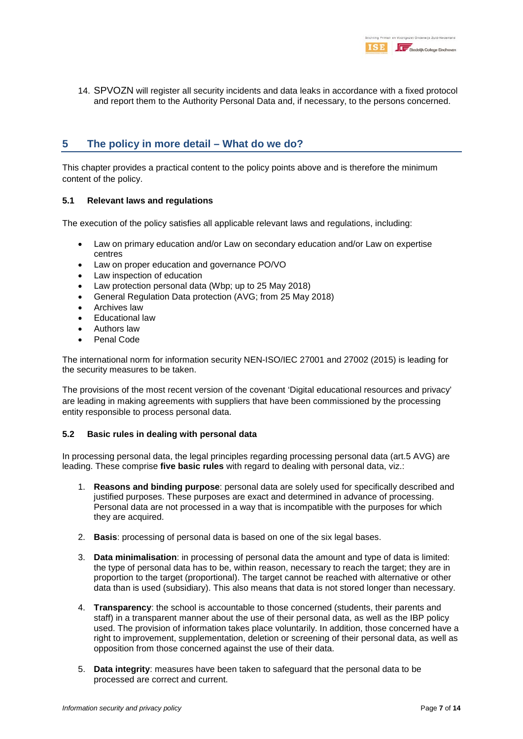14. SPVOZN will register all security incidents and data leaks in accordance with a fixed protocol and report them to the Authority Personal Data and, if necessary, to the persons concerned.

## 5 The policy in more detail – What do we do?

This chapter provides a practical content to the policy points above and is therefore the minimum content of the policy.

### 5.1 Relevant laws and regulations

The execution of the policy satisfies all applicable relevant laws and regulations, including:

- Law on primary education and/or Law on secondary education and/or Law on expertise centres
- Law on proper education and governance PO/VO
- Law inspection of education
- Law protection personal data (Wbp; up to 25 May 2018)
- General Regulation Data protection (AVG; from 25 May 2018)
- Archives law
- Educational law
- Authors law
- Penal Code

The international norm for information security NEN-ISO/IEC 27001 and 27002 (2015) is leading for the security measures to be taken.

The provisions of the most recent version of the covenant 'Digital educational resources and privacy' are leading in making agreements with suppliers that have been commissioned by the processing entity responsible to process personal data.

### 5.2 Basic rules in dealing with personal data

In processing personal data, the legal principles regarding processing personal data (art.5 AVG) are leading. These comprise **five basic rules** with regard to dealing with personal data, viz.:

1. **Reasons and binding purpose**: personal data are solely used for specifically described and justified purposes. These purposes are exact and determined in advance of processing. Personal data are not processed in a way that is incompatible with the purposes for which they are acquired.

2. **Basis**: processing of personal data is based on one of the six legal bases.

3. **Data minimalisation**: in processing of personal data the amount and type of data is limited: the type of personal data has to be, within reason, necessary to reach the target; they are in proportion to the target (proportional). The target cannot be reached with alternative or other data than is used (subsidiary). This also means that data is not stored longer than necessary.

4. **Transparency**: the school is accountable to those concerned (students, their parents and staff) in a transparent manner about the use of their personal data, as well as the IBP policy used. The provision of information takes place voluntarily. In addition, those concerned have a right to improvement, supplementation, deletion or screening of their personal data, as well as opposition from those concerned against the use of their data.

5. **Data integrity**: measures have been taken to safeguard that the personal data to be processed are correct and current.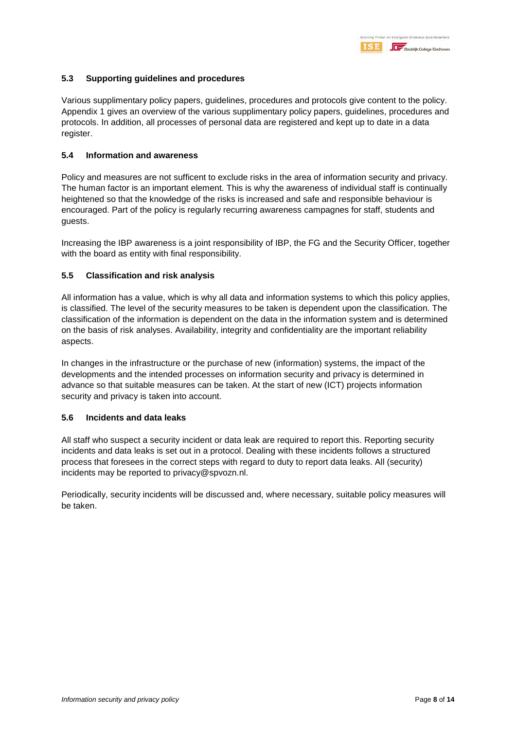### 5.3 Supporting guidelines and procedures

Various supplimentary policy papers, guidelines, procedures and protocols give content to the policy. Appendix 1 gives an overview of the various supplimentary policy papers, guidelines, procedures and protocols. In addition, all processes of personal data are registered and kept up to date in a data register.

### 5.4 Information and awareness

Policy and measures are not sufficent to exclude risks in the area of information security and privacy. The human factor is an important element. This is why the awareness of individual staff is continually heightened so that the knowledge of the risks is increased and safe and responsible behaviour is encouraged. Part of the policy is regularly recurring awareness campagnes for staff, students and guests.

Increasing the IBP awareness is a joint responsibility of IBP, the FG and the Security Officer, together with the board as entity with final responsibility.

### 5.5 Classification and risk analysis

All information has a value, which is why all data and information systems to which this policy applies, is classified. The level of the security measures to be taken is dependent upon the classification. The classification of the information is dependent on the data in the information system and is determined on the basis of risk analyses. Availability, integrity and confidentiality are the important reliability aspects.

In changes in the infrastructure or the purchase of new (information) systems, the impact of the developments and the intended processes on information security and privacy is determined in advance so that suitable measures can be taken. At the start of new (ICT) projects information security and privacy is taken into account.

### 5.6 Incidents and data leaks

All staff who suspect a security incident or data leak are required to report this. Reporting security incidents and data leaks is set out in a protocol. Dealing with these incidents follows a structured process that foresees in the correct steps with regard to duty to report data leaks. All (security) incidents may be reported to privacy@spvozn.nl.

Periodically, security incidents will be discussed and, where necessary, suitable policy measures will be taken.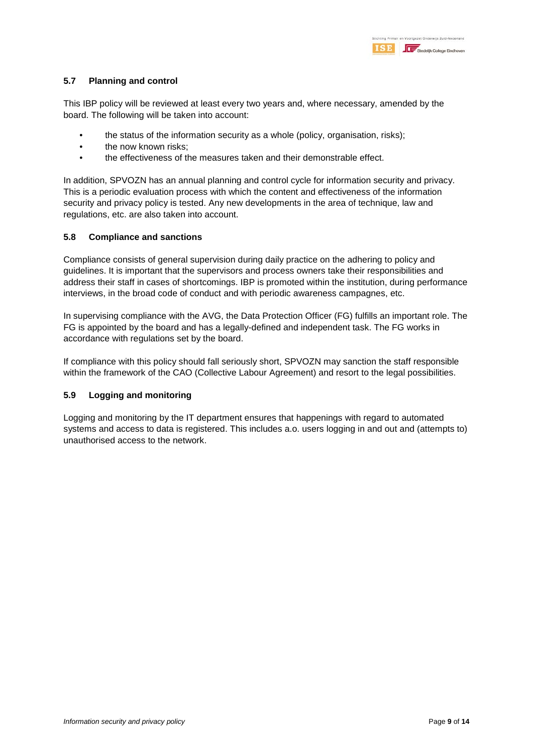### 5.7 Planning and control

This IBP policy will be reviewed at least every two years and, where necessary, amended by the board. The following will be taken into account:

- the status of the information security as a whole (policy, organisation, risks);
- the now known risks;
- the effectiveness of the measures taken and their demonstrable effect.

In addition, SPVOZN has an annual planning and control cycle for information security and privacy. This is a periodic evaluation process with which the content and effectiveness of the information security and privacy policy is tested. Any new developments in the area of technique, law and regulations, etc. are also taken into account.

### 5.8 Compliance and sanctions

Compliance consists of general supervision during daily practice on the adhering to policy and guidelines. It is important that the supervisors and process owners take their responsibilities and address their staff in cases of shortcomings. IBP is promoted within the institution, during performance interviews, in the broad code of conduct and with periodic awareness campagnes, etc.

In supervising compliance with the AVG, the Data Protection Officer (FG) fulfills an important role. The FG is appointed by the board and has a legally-defined and independent task. The FG works in accordance with regulations set by the board.

If compliance with this policy should fall seriously short, SPVOZN may sanction the staff responsible within the framework of the CAO (Collective Labour Agreement) and resort to the legal possibilities.

### 5.9 Logging and monitoring

Logging and monitoring by the IT department ensures that happenings with regard to automated systems and access to data is registered. This includes a.o. users logging in and out and (attempts to) unauthorised access to the network.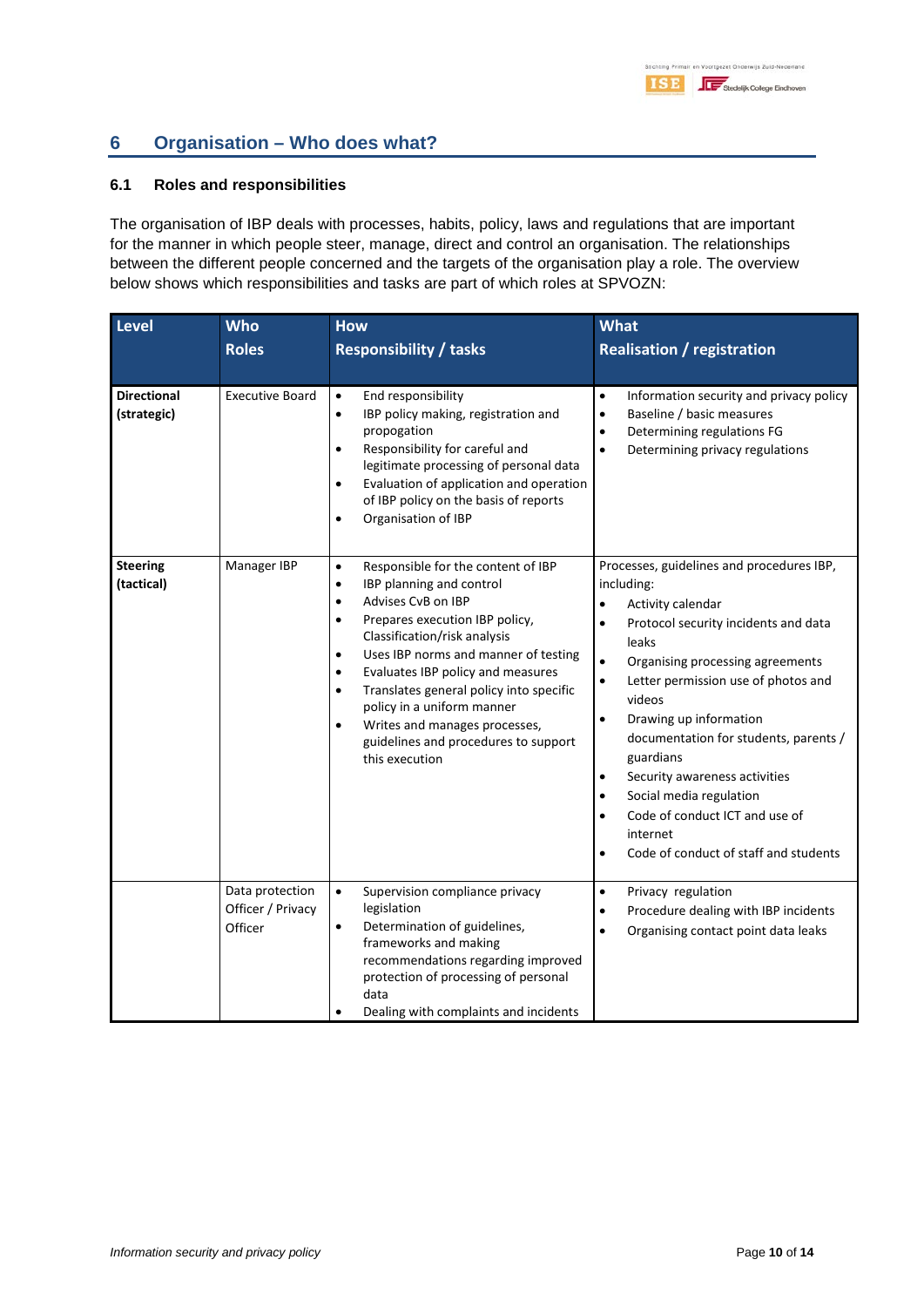## 6 Organisation – Who does what?

### 6.1 Roles and responsibilities

The organisation of IBP deals with processes, habits, policy, laws and regulations that are important for the manner in which people steer, manage, direct and control an organisation. The relationships between the different people concerned and the targets of the organisation play a role. The overview below shows which responsibilities and tasks are part of which roles at SPVOZN:

| Level | Who<br>Roles | How<br>Responsibility / tasks | What<br>Realisation / registration |
|---|---|---|---|
| **Directional (strategic)** | Executive Board | • End responsibility<br>• IBP policy making, registration and propogation<br>• Responsibility for careful and legitimate processing of personal data<br>• Evaluation of application and operation of IBP policy on the basis of reports<br>• Organisation of IBP | • Information security and privacy policy<br>• Baseline / basic measures<br>• Determining regulations FG<br>• Determining privacy regulations |
| **Steering (tactical)** | Manager IBP | • Responsible for the content of IBP<br>• IBP planning and control<br>• Advises CvB on IBP<br>• Prepares execution IBP policy, Classification/risk analysis<br>• Uses IBP norms and manner of testing<br>• Evaluates IBP policy and measures<br>• Translates general policy into specific policy in a uniform manner<br>• Writes and manages processes, guidelines and procedures to support this execution | Processes, guidelines and procedures IBP, including:<br>• Activity calendar<br>• Protocol security incidents and data leaks<br>• Organising processing agreements<br>• Letter permission use of photos and videos<br>• Drawing up information documentation for students, parents / guardians<br>• Security awareness activities<br>• Social media regulation<br>• Code of conduct ICT and use of internet<br>• Code of conduct of staff and students |
| | Data protection Officer / Privacy Officer | • Supervision compliance privacy legislation<br>• Determination of guidelines, frameworks and making recommendations regarding improved protection of processing of personal data<br>• Dealing with complaints and incidents | • Privacy regulation<br>• Procedure dealing with IBP incidents<br>• Organising contact point data leaks |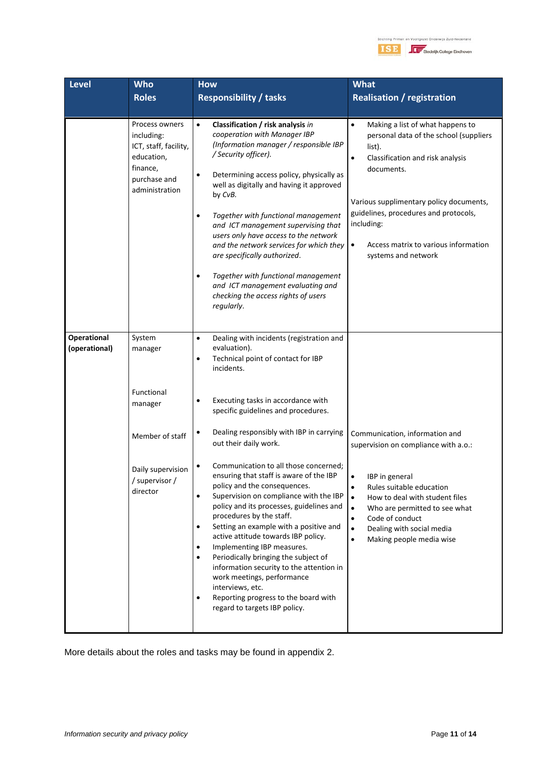| Level | Who<br>Roles | How<br>Responsibility / tasks | What<br>Realisation / registration |
|---|---|---|---|
| | Process owners including: ICT, staff, facility, education, finance, purchase and administration | • **Classification / risk analysis** *in cooperation with Manager IBP (Information manager / responsible IBP / Security officer).*<br>• Determining access policy, physically as well as digitally and having it approved by *CvB.*<br>• *Together with functional management and ICT management supervising that users only have access to the network and the network services for which they are specifically authorized.*<br>• *Together with functional management and ICT management evaluating and checking the access rights of users regularly.* | • Making a list of what happens to personal data of the school (suppliers list).<br>• Classification and risk analysis documents.<br><br>Various supplimentary policy documents, guidelines, procedures and protocols, including:<br>• Access matrix to various information systems and network |
| **Operational (operational)** | System manager | • Dealing with incidents (registration and evaluation).<br>• Technical point of contact for IBP incidents. | |
| | Functional manager | • Executing tasks in accordance with specific guidelines and procedures. | |
| | Member of staff | • Dealing responsibly with IBP in carrying out their daily work. | Communication, information and supervision on compliance with a.o.: |
| | Daily supervision / supervisor / director | • Communication to all those concerned; ensuring that staff is aware of the IBP policy and the consequences.<br>• Supervision on compliance with the IBP policy and its processes, guidelines and procedures by the staff.<br>• Setting an example with a positive and active attitude towards IBP policy.<br>• Implementing IBP measures.<br>• Periodically bringing the subject of information security to the attention in work meetings, performance interviews, etc.<br>• Reporting progress to the board with regard to targets IBP policy. | • IBP in general<br>• Rules suitable education<br>• How to deal with student files<br>• Who are permitted to see what<br>• Code of conduct<br>• Dealing with social media<br>• Making people media wise |

More details about the roles and tasks may be found in appendix 2.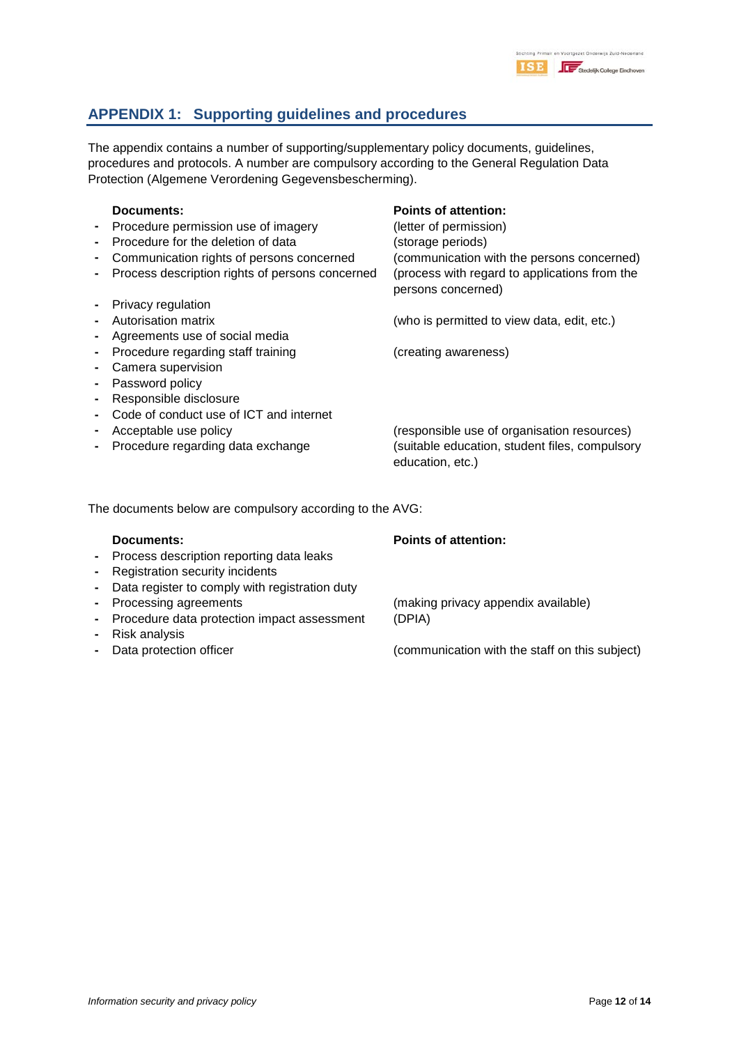## APPENDIX 1: Supporting guidelines and procedures

The appendix contains a number of supporting/supplementary policy documents, guidelines, procedures and protocols. A number are compulsory according to the General Regulation Data Protection (Algemene Verordening Gegevensbescherming).

| Documents: | Points of attention: |
|---|---|
| - Procedure permission use of imagery | (letter of permission) |
| - Procedure for the deletion of data | (storage periods) |
| - Communication rights of persons concerned | (communication with the persons concerned) |
| - Process description rights of persons concerned | (process with regard to applications from the persons concerned) |
| - Privacy regulation | |
| - Autorisation matrix | (who is permitted to view data, edit, etc.) |
| - Agreements use of social media | |
| - Procedure regarding staff training | (creating awareness) |
| - Camera supervision | |
| - Password policy | |
| - Responsible disclosure | |
| - Code of conduct use of ICT and internet | |
| - Acceptable use policy | (responsible use of organisation resources) |
| - Procedure regarding data exchange | (suitable education, student files, compulsory education, etc.) |

The documents below are compulsory according to the AVG:

| Documents: | Points of attention: |
|---|---|
| - Process description reporting data leaks | |
| - Registration security incidents | |
| - Data register to comply with registration duty | |
| - Processing agreements | (making privacy appendix available) |
| - Procedure data protection impact assessment | (DPIA) |
| - Risk analysis | |
| - Data protection officer | (communication with the staff on this subject) |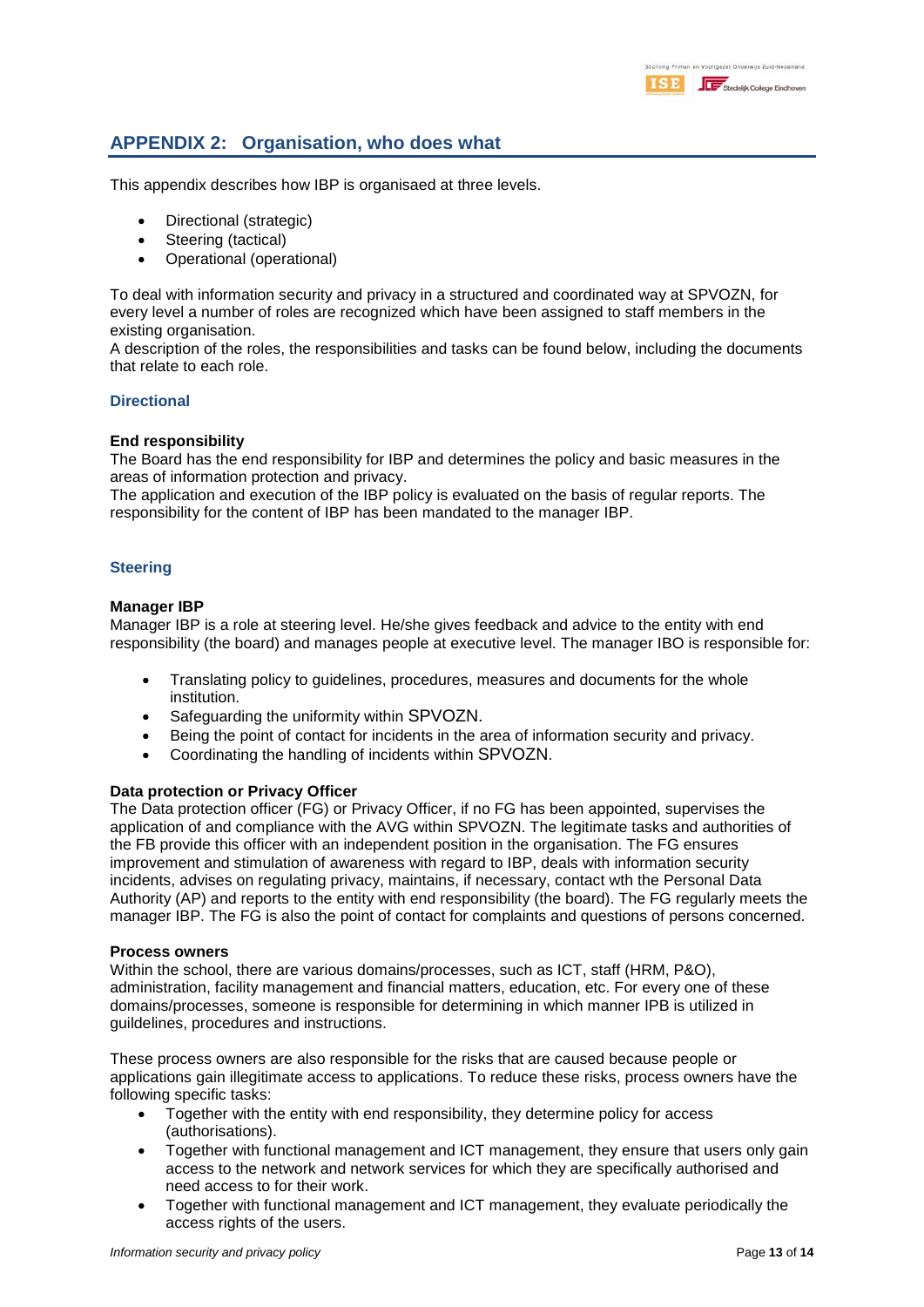## APPENDIX 2: Organisation, who does what

This appendix describes how IBP is organisaed at three levels.

- Directional (strategic)
- Steering (tactical)
- Operational (operational)

To deal with information security and privacy in a structured and coordinated way at SPVOZN, for every level a number of roles are recognized which have been assigned to staff members in the existing organisation.
A description of the roles, the responsibilities and tasks can be found below, including the documents that relate to each role.

### Directional

**End responsibility**
The Board has the end responsibility for IBP and determines the policy and basic measures in the areas of information protection and privacy.
The application and execution of the IBP policy is evaluated on the basis of regular reports. The responsibility for the content of IBP has been mandated to the manager IBP.

### Steering

**Manager IBP**
Manager IBP is a role at steering level. He/she gives feedback and advice to the entity with end responsibility (the board) and manages people at executive level. The manager IBO is responsible for:

- Translating policy to guidelines, procedures, measures and documents for the whole institution.
- Safeguarding the uniformity within SPVOZN.
- Being the point of contact for incidents in the area of information security and privacy.
- Coordinating the handling of incidents within SPVOZN.

**Data protection or Privacy Officer**
The Data protection officer (FG) or Privacy Officer, if no FG has been appointed, supervises the application of and compliance with the AVG within SPVOZN. The legitimate tasks and authorities of the FB provide this officer with an independent position in the organisation. The FG ensures improvement and stimulation of awareness with regard to IBP, deals with information security incidents, advises on regulating privacy, maintains, if necessary, contact wth the Personal Data Authority (AP) and reports to the entity with end responsibility (the board). The FG regularly meets the manager IBP. The FG is also the point of contact for complaints and questions of persons concerned.

**Process owners**
Within the school, there are various domains/processes, such as ICT, staff (HRM, P&O), administration, facility management and financial matters, education, etc. For every one of these domains/processes, someone is responsible for determining in which manner IPB is utilized in guildelines, procedures and instructions.

These process owners are also responsible for the risks that are caused because people or applications gain illegitimate access to applications. To reduce these risks, process owners have the following specific tasks:

- Together with the entity with end responsibility, they determine policy for access (authorisations).
- Together with functional management and ICT management, they ensure that users only gain access to the network and network services for which they are specifically authorised and need access to for their work.
- Together with functional management and ICT management, they evaluate periodically the access rights of the users.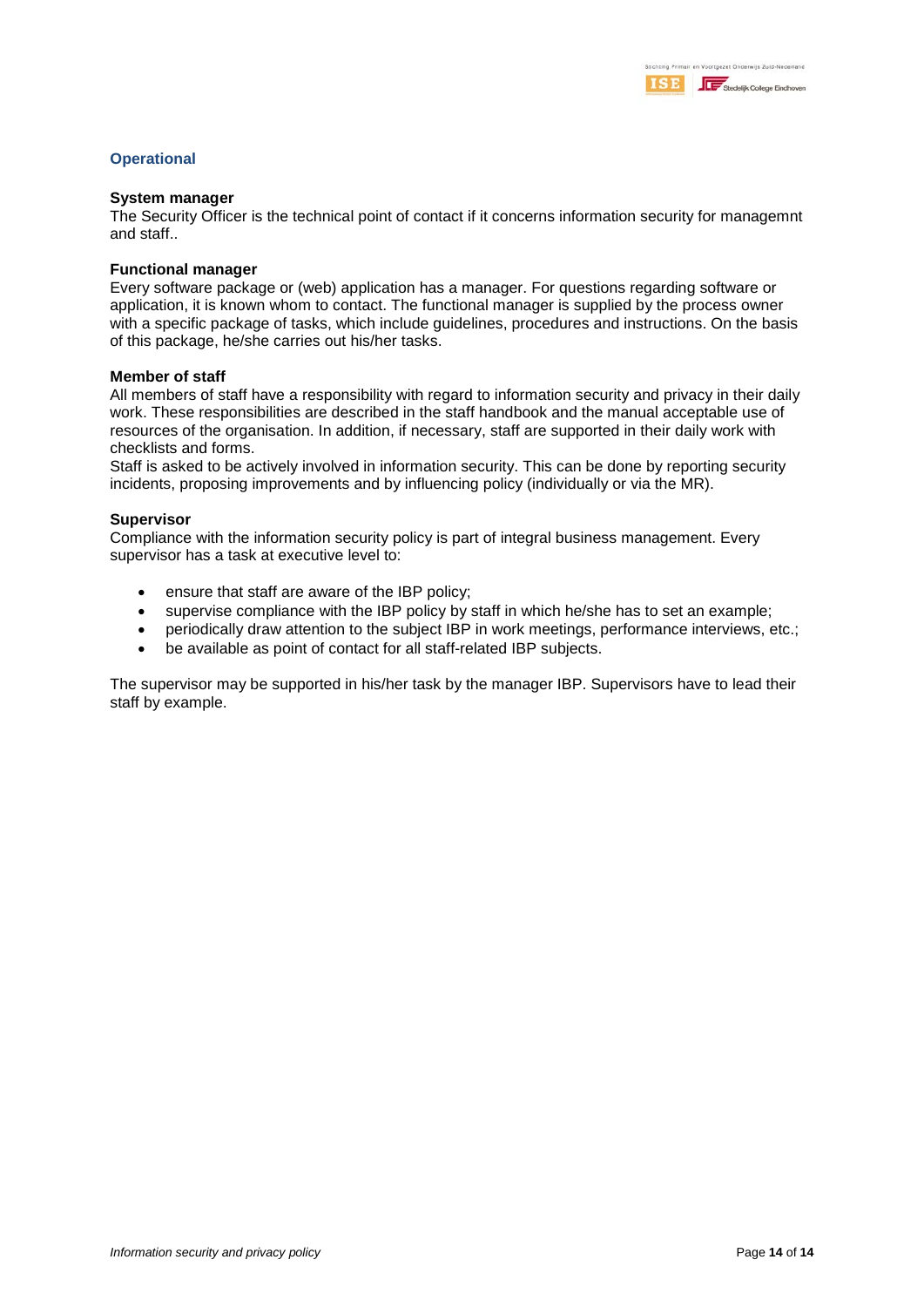### Operational

**System manager**
The Security Officer is the technical point of contact if it concerns information security for managemnt and staff..

**Functional manager**
Every software package or (web) application has a manager. For questions regarding software or application, it is known whom to contact. The functional manager is supplied by the process owner with a specific package of tasks, which include guidelines, procedures and instructions. On the basis of this package, he/she carries out his/her tasks.

**Member of staff**
All members of staff have a responsibility with regard to information security and privacy in their daily work. These responsibilities are described in the staff handbook and the manual acceptable use of resources of the organisation. In addition, if necessary, staff are supported in their daily work with checklists and forms.
Staff is asked to be actively involved in information security. This can be done by reporting security incidents, proposing improvements and by influencing policy (individually or via the MR).

**Supervisor**
Compliance with the information security policy is part of integral business management. Every supervisor has a task at executive level to:

- ensure that staff are aware of the IBP policy;
- supervise compliance with the IBP policy by staff in which he/she has to set an example;
- periodically draw attention to the subject IBP in work meetings, performance interviews, etc.;
- be available as point of contact for all staff-related IBP subjects.

The supervisor may be supported in his/her task by the manager IBP. Supervisors have to lead their staff by example.